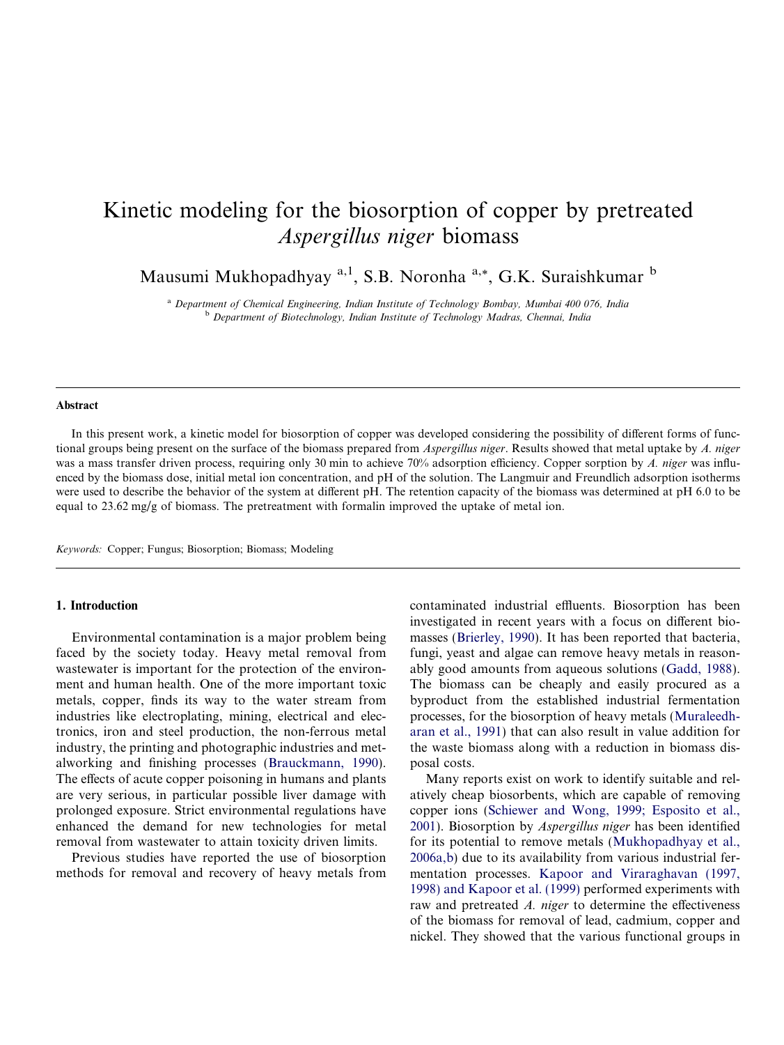# Kinetic modeling for the biosorption of copper by pretreated *Aspergillus niger* biomass

Mausumi Mukhopadhyay [a,1], S.B. Noronha [a,*], G.K. Suraishkumar [b]

[a] Department of Chemical Engineering, Indian Institute of Technology Bombay, Mumbai 400 076, India
[b] Department of Biotechnology, Indian Institute of Technology Madras, Chennai, India

## Abstract

In this present work, a kinetic model for biosorption of copper was developed considering the possibility of different forms of functional groups being present on the surface of the biomass prepared from *Aspergillus niger*. Results showed that metal uptake by *A. niger* was a mass transfer driven process, requiring only 30 min to achieve 70% adsorption efficiency. Copper sorption by *A. niger* was influenced by the biomass dose, initial metal ion concentration, and pH of the solution. The Langmuir and Freundlich adsorption isotherms were used to describe the behavior of the system at different pH. The retention capacity of the biomass was determined at pH 6.0 to be equal to 23.62 mg/g of biomass. The pretreatment with formalin improved the uptake of metal ion.

*Keywords:* Copper; Fungus; Biosorption; Biomass; Modeling

## 1. Introduction

Environmental contamination is a major problem being faced by the society today. Heavy metal removal from wastewater is important for the protection of the environment and human health. One of the more important toxic metals, copper, finds its way to the water stream from industries like electroplating, mining, electrical and electronics, iron and steel production, the non-ferrous metal industry, the printing and photographic industries and metalworking and finishing processes (Brauckmann, 1990). The effects of acute copper poisoning in humans and plants are very serious, in particular possible liver damage with prolonged exposure. Strict environmental regulations have enhanced the demand for new technologies for metal removal from wastewater to attain toxicity driven limits.

Previous studies have reported the use of biosorption methods for removal and recovery of heavy metals from contaminated industrial effluents. Biosorption has been investigated in recent years with a focus on different biomasses (Brierley, 1990). It has been reported that bacteria, fungi, yeast and algae can remove heavy metals in reasonably good amounts from aqueous solutions (Gadd, 1988). The biomass can be cheaply and easily procured as a byproduct from the established industrial fermentation processes, for the biosorption of heavy metals (Muraleedharan et al., 1991) that can also result in value addition for the waste biomass along with a reduction in biomass disposal costs.

Many reports exist on work to identify suitable and relatively cheap biosorbents, which are capable of removing copper ions (Schiewer and Wong, 1999; Esposito et al., 2001). Biosorption by *Aspergillus niger* has been identified for its potential to remove metals (Mukhopadhyay et al., 2006a,b) due to its availability from various industrial fermentation processes. Kapoor and Viraraghavan (1997, 1998) and Kapoor et al. (1999) performed experiments with raw and pretreated *A. niger* to determine the effectiveness of the biomass for removal of lead, cadmium, copper and nickel. They showed that the various functional groups in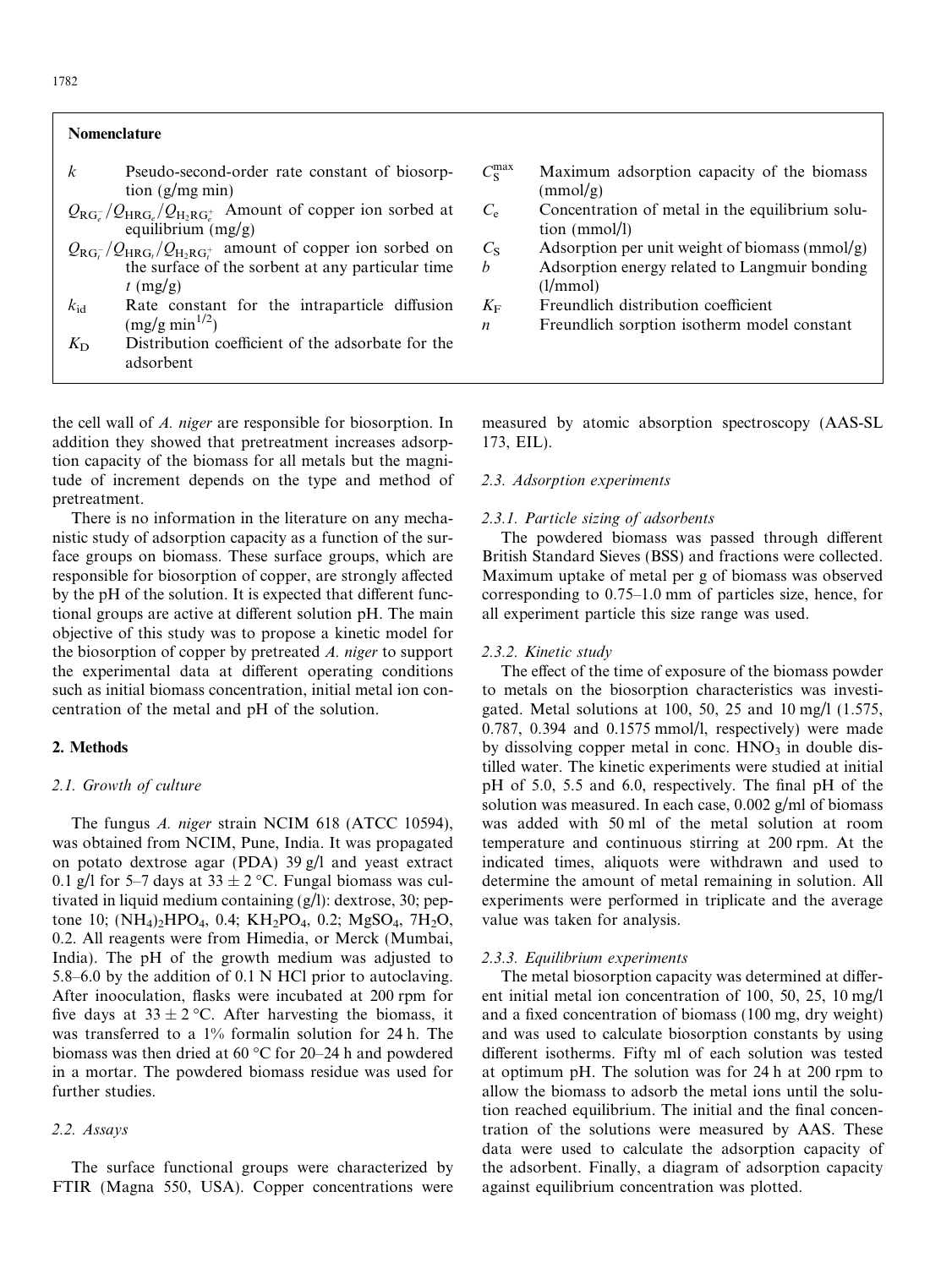## Nomenclature

| | | | |
|---|---|---|---|
| $k$ | Pseudo-second-order rate constant of biosorption (g/mg min) | $C_S^{max}$ | Maximum adsorption capacity of the biomass (mmol/g) |
| $Q_{RG_e^-}/Q_{HRG_e}/Q_{H_2RG_e^+}$ | Amount of copper ion sorbed at equilibrium (mg/g) | $C_e$ | Concentration of metal in the equilibrium solution (mmol/l) |
| $Q_{RG_t^-}/Q_{HRG_t}/Q_{H_2RG_t^+}$ | amount of copper ion sorbed on the surface of the sorbent at any particular time $t$ (mg/g) | $C_S$ | Adsorption per unit weight of biomass (mmol/g) |
| | | $b$ | Adsorption energy related to Langmuir bonding (l/mmol) |
| $k_{id}$ | Rate constant for the intraparticle diffusion (mg/g min$^{1/2}$) | $K_F$ | Freundlich distribution coefficient |
| $K_D$ | Distribution coefficient of the adsorbate for the adsorbent | $n$ | Freundlich sorption isotherm model constant |

the cell wall of *A. niger* are responsible for biosorption. In addition they showed that pretreatment increases adsorption capacity of the biomass for all metals but the magnitude of increment depends on the type and method of pretreatment.

There is no information in the literature on any mechanistic study of adsorption capacity as a function of the surface groups on biomass. These surface groups, which are responsible for biosorption of copper, are strongly affected by the pH of the solution. It is expected that different functional groups are active at different solution pH. The main objective of this study was to propose a kinetic model for the biosorption of copper by pretreated *A. niger* to support the experimental data at different operating conditions such as initial biomass concentration, initial metal ion concentration of the metal and pH of the solution.

## 2. Methods

### 2.1. Growth of culture

The fungus *A. niger* strain NCIM 618 (ATCC 10594), was obtained from NCIM, Pune, India. It was propagated on potato dextrose agar (PDA) 39 g/l and yeast extract 0.1 g/l for 5–7 days at $33 \pm 2$ °C. Fungal biomass was cultivated in liquid medium containing (g/l): dextrose, 30; peptone 10; $(NH_4)_2HPO_4$, 0.4; $KH_2PO_4$, 0.2; $MgSO_4$, $7H_2O$, 0.2. All reagents were from Himedia, or Merck (Mumbai, India). The pH of the growth medium was adjusted to 5.8–6.0 by the addition of 0.1 N HCl prior to autoclaving. After inooculation, flasks were incubated at 200 rpm for five days at $33 \pm 2$ °C. After harvesting the biomass, it was transferred to a 1% formalin solution for 24 h. The biomass was then dried at 60 °C for 20–24 h and powdered in a mortar. The powdered biomass residue was used for further studies.

### 2.2. Assays

The surface functional groups were characterized by FTIR (Magna 550, USA). Copper concentrations were measured by atomic absorption spectroscopy (AAS-SL 173, EIL).

### 2.3. Adsorption experiments

#### 2.3.1. Particle sizing of adsorbents

The powdered biomass was passed through different British Standard Sieves (BSS) and fractions were collected. Maximum uptake of metal per g of biomass was observed corresponding to 0.75–1.0 mm of particles size, hence, for all experiment particle this size range was used.

#### 2.3.2. Kinetic study

The effect of the time of exposure of the biomass powder to metals on the biosorption characteristics was investigated. Metal solutions at 100, 50, 25 and 10 mg/l (1.575, 0.787, 0.394 and 0.1575 mmol/l, respectively) were made by dissolving copper metal in conc. $HNO_3$ in double distilled water. The kinetic experiments were studied at initial pH of 5.0, 5.5 and 6.0, respectively. The final pH of the solution was measured. In each case, 0.002 g/ml of biomass was added with 50 ml of the metal solution at room temperature and continuous stirring at 200 rpm. At the indicated times, aliquots were withdrawn and used to determine the amount of metal remaining in solution. All experiments were performed in triplicate and the average value was taken for analysis.

#### 2.3.3. Equilibrium experiments

The metal biosorption capacity was determined at different initial metal ion concentration of 100, 50, 25, 10 mg/l and a fixed concentration of biomass (100 mg, dry weight) and was used to calculate biosorption constants by using different isotherms. Fifty ml of each solution was tested at optimum pH. The solution was for 24 h at 200 rpm to allow the biomass to adsorb the metal ions until the solution reached equilibrium. The initial and the final concentration of the solutions were measured by AAS. These data were used to calculate the adsorption capacity of the adsorbent. Finally, a diagram of adsorption capacity against equilibrium concentration was plotted.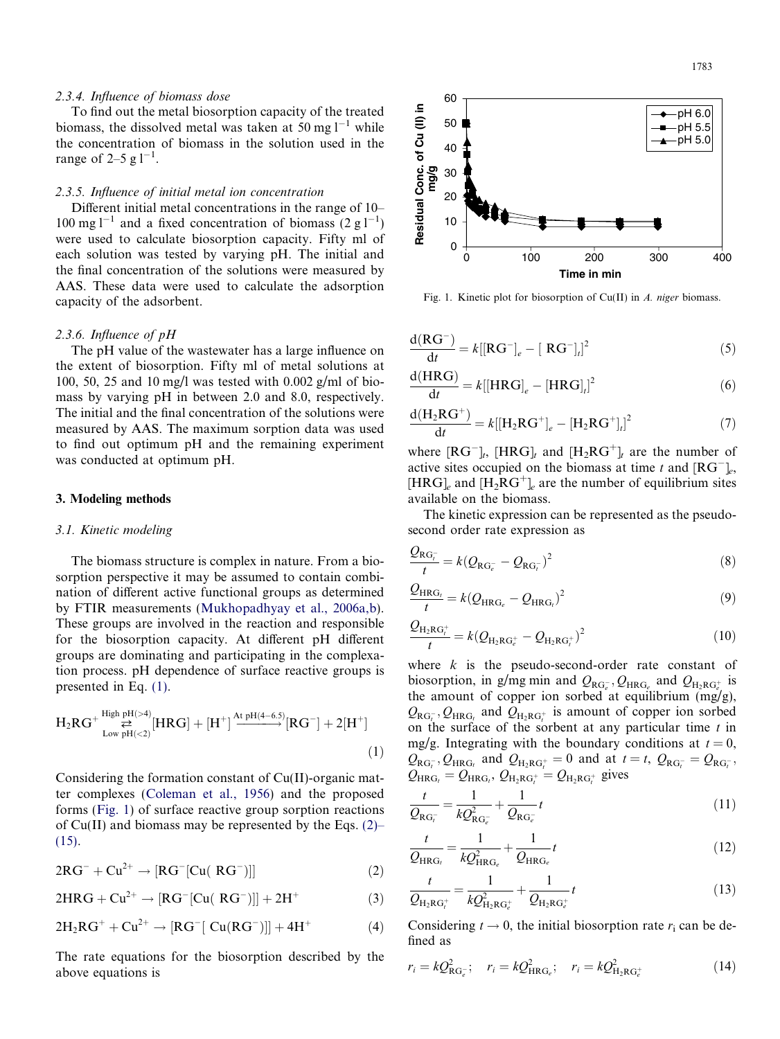#### 2.3.4. Influence of biomass dose

To find out the metal biosorption capacity of the treated biomass, the dissolved metal was taken at 50 mg $l^{-1}$ while the concentration of biomass in the solution used in the range of 2–5 g $l^{-1}$.

#### 2.3.5. Influence of initial metal ion concentration

Different initial metal concentrations in the range of 10–100 mg $l^{-1}$ and a fixed concentration of biomass (2 g $l^{-1}$) were used to calculate biosorption capacity. Fifty ml of each solution was tested by varying pH. The initial and the final concentration of the solutions were measured by AAS. These data were used to calculate the adsorption capacity of the adsorbent.

#### 2.3.6. Influence of pH

The pH value of the wastewater has a large influence on the extent of biosorption. Fifty ml of metal solutions at 100, 50, 25 and 10 mg/l was tested with 0.002 g/ml of biomass by varying pH in between 2.0 and 8.0, respectively. The initial and the final concentration of the solutions were measured by AAS. The maximum sorption data was used to find out optimum pH and the remaining experiment was conducted at optimum pH.

## 3. Modeling methods

### 3.1. Kinetic modeling

The biomass structure is complex in nature. From a biosorption perspective it may be assumed to contain combination of different active functional groups as determined by FTIR measurements (Mukhopadhyay et al., 2006a,b). These groups are involved in the reaction and responsible for the biosorption capacity. At different pH different groups are dominating and participating in the complexation process. pH dependence of surface reactive groups is presented in Eq. (1).

$$H_2RG^+ \underset{\text{Low pH}(<2)}{\overset{\text{High pH}(>4)}{\rightleftarrows}} [HRG] + [H^+] \xrightarrow{\text{At pH}(4-6.5)} [RG^-] + 2[H^+] \tag{1}$$

Considering the formation constant of Cu(II)-organic matter complexes (Coleman et al., 1956) and the proposed forms (Fig. 1) of surface reactive group sorption reactions of Cu(II) and biomass may be represented by the Eqs. (2)–(15).

$$2RG^- + Cu^{2+} \rightarrow [RG^-[Cu(\ RG^-)]] \tag{2}$$

$$2HRG + Cu^{2+} \rightarrow [RG^-[Cu(\ RG^-)]] + 2H^+ \tag{3}$$

$$2H_2RG^+ + Cu^{2+} \rightarrow [RG^-[\ Cu(RG^-)]] + 4H^+ \tag{4}$$

The rate equations for the biosorption described by the above equations is

60
50
40
30
20
10
0
Residual Conc. of Cu (II) in mg/g
0
100
200
300
400
Time in min
pH 6.0
pH 5.5
pH 5.0

Fig. 1. Kinetic plot for biosorption of Cu(II) in *A. niger* biomass.

$$\frac{d(RG^-)}{dt} = k[[RG^-]_e - [\ RG^-]_t]^2 \tag{5}$$

$$\frac{d(HRG)}{dt} = k[[HRG]_e - [HRG]_t]^2 \tag{6}$$

$$\frac{d(H_2RG^+)}{dt} = k[[H_2RG^+]_e - [H_2RG^+]_t]^2 \tag{7}$$

where $[RG^-]_t$, $[HRG]_t$ and $[H_2RG^+]_t$ are the number of active sites occupied on the biomass at time $t$ and $[RG^-]_e$, $[HRG]_e$ and $[H_2RG^+]_e$ are the number of equilibrium sites available on the biomass.

The kinetic expression can be represented as the pseudo-second order rate expression as

$$\frac{Q_{RG_t^-}}{t} = k(Q_{RG_e^-} - Q_{RG_t^-})^2 \tag{8}$$

$$\frac{Q_{HRG_t}}{t} = k(Q_{HRG_e} - Q_{HRG_t})^2 \tag{9}$$

$$\frac{Q_{H_2RG_t^+}}{t} = k(Q_{H_2RG_e^+} - Q_{H_2RG_t^+})^2 \tag{10}$$

where $k$ is the pseudo-second-order rate constant of biosorption, in g/mg min and $Q_{RG_e^-}, Q_{HRG_e}$ and $Q_{H_2RG_e^+}$ is the amount of copper ion sorbed at equilibrium (mg/g), $Q_{RG_t^-}, Q_{HRG_t}$ and $Q_{H_2RG_t^+}$ is amount of copper ion sorbed on the surface of the sorbent at any particular time $t$ in mg/g. Integrating with the boundary conditions at $t = 0$, $Q_{RG_t^-}, Q_{HRG_t}$ and $Q_{H_2RG_t^+} = 0$ and at $t = t$, $Q_{RG_t^-} = Q_{RG_t^-}$, $Q_{HRG_t} = Q_{HRG_t}$, $Q_{H_2RG_t^+} = Q_{H_2RG_t^+}$ gives

$$\frac{t}{Q_{RG_t^-}} = \frac{1}{kQ^2_{RG_e^-}} + \frac{1}{Q_{RG_e^-}}t \tag{11}$$

$$\frac{t}{Q_{HRG_t}} = \frac{1}{kQ^2_{HRG_e}} + \frac{1}{Q_{HRG_e}}t \tag{12}$$

$$\frac{t}{Q_{H_2RG_t^+}} = \frac{1}{kQ^2_{H_2RG_e^+}} + \frac{1}{Q_{H_2RG_e^+}}t \tag{13}$$

Considering $t \rightarrow 0$, the initial biosorption rate $r_i$ can be defined as

$$r_i = kQ^2_{RG_e^-}; \quad r_i = kQ^2_{HRG_e}; \quad r_i = kQ^2_{H_2RG_e^+} \tag{14}$$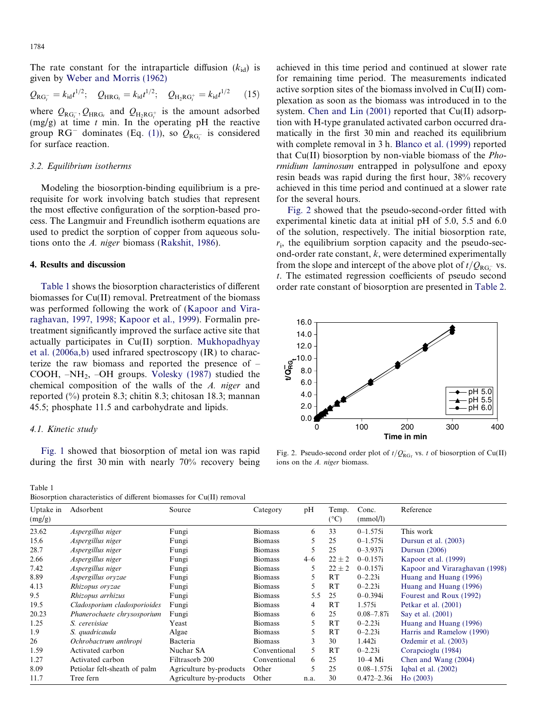The rate constant for the intraparticle diffusion ($k_{id}$) is given by Weber and Morris (1962)

$$Q_{RG_t^-} = k_{id}t^{1/2}; \quad Q_{HRG_t} = k_{id}t^{1/2}; \quad Q_{H_2RG_t^+} = k_{id}t^{1/2} \quad (15)$$

where $Q_{RG_t^-}, Q_{HRG_t}$ and $Q_{H_2RG_t^+}$ is the amount adsorbed (mg/g) at time $t$ min. In the operating pH the reactive group $RG^-$ dominates (Eq. (1)), so $Q_{RG_t^-}$ is considered for surface reaction.

### 3.2. Equilibrium isotherms

Modeling the biosorption-binding equilibrium is a prerequisite for work involving batch studies that represent the most effective configuration of the sorption-based process. The Langmuir and Freundlich isotherm equations are used to predict the sorption of copper from aqueous solutions onto the *A. niger* biomass (Rakshit, 1986).

## 4. Results and discussion

Table 1 shows the biosorption characteristics of different biomasses for Cu(II) removal. Pretreatment of the biomass was performed following the work of (Kapoor and Viraraghavan, 1997, 1998; Kapoor et al., 1999). Formalin pretreatment significantly improved the surface active site that actually participates in Cu(II) sorption. Mukhopadhyay et al. (2006a,b) used infrared spectroscopy (IR) to characterize the raw biomass and reported the presence of –COOH, $-NH_2$, –OH groups. Volesky (1987) studied the chemical composition of the walls of the *A. niger* and reported (%) protein 8.3; chitin 8.3; chitosan 18.3; mannan 45.5; phosphate 11.5 and carbohydrate and lipids.

### 4.1. Kinetic study

Fig. 1 showed that biosorption of metal ion was rapid during the first 30 min with nearly 70% recovery being achieved in this time period and continued at slower rate for remaining time period. The measurements indicated active sorption sites of the biomass involved in Cu(II) complexation as soon as the biomass was introduced in to the system. Chen and Lin (2001) reported that Cu(II) adsorption with H-type granulated activated carbon occurred dramatically in the first 30 min and reached its equilibrium with complete removal in 3 h. Blanco et al. (1999) reported that Cu(II) biosorption by non-viable biomass of the *Phormidium laminosum* entrapped in polysulfone and epoxy resin beads was rapid during the first hour, 38% recovery achieved in this time period and continued at a slower rate for the several hours.

Fig. 2 showed that the pseudo-second-order fitted with experimental kinetic data at initial pH of 5.0, 5.5 and 6.0 of the solution, respectively. The initial biosorption rate, $r_i$, the equilibrium sorption capacity and the pseudo-second-order rate constant, $k$, were determined experimentally from the slope and intercept of the above plot of $t/Q_{RG_t^-}$ vs. $t$. The estimated regression coefficients of pseudo second order rate constant of biosorption are presented in Table 2.

16.0
14.0
12.0
10.0
8.0
6.0
4.0
2.0
0.0
$t/Q_{RG_t^-}$
0
100
200
300
400
Time in min
pH 5.0
pH 5.5
pH 6.0

Fig. 2. Pseudo-second order plot of $t/Q_{RG_t^-}$ vs. $t$ of biosorption of Cu(II) ions on the *A. niger* biomass.

Table 1
Biosorption characteristics of different biomasses for Cu(II) removal

| Uptake in (mg/g) | Adsorbent | Source | Category | pH | Temp. (°C) | Conc. (mmol/l) | Reference |
|---|---|---|---|---|---|---|---|
| 23.62 | *Aspergillus niger* | Fungi | Biomass | 6 | 33 | 0–1.575i | This work |
| 15.6 | *Aspergillus niger* | Fungi | Biomass | 5 | 25 | 0–1.575i | Dursun et al. (2003) |
| 28.7 | *Aspergillus niger* | Fungi | Biomass | 5 | 25 | 0–3.937i | Dursun (2006) |
| 2.66 | *Aspergillus niger* | Fungi | Biomass | 4–6 | 22 ± 2 | 0–0.157i | Kapoor et al. (1999) |
| 7.42 | *Aspergillus niger* | Fungi | Biomass | 5 | 22 ± 2 | 0–0.157i | Kapoor and Viraraghavan (1998) |
| 8.89 | *Aspergillus oryzae* | Fungi | Biomass | 5 | RT | 0–2.23i | Huang and Huang (1996) |
| 4.13 | *Rhizopus oryzae* | Fungi | Biomass | 5 | RT | 0–2.23i | Huang and Huang (1996) |
| 9.5 | *Rhizopus arrhizus* | Fungi | Biomass | 5.5 | 25 | 0–0.394i | Fourest and Roux (1992) |
| 19.5 | *Cladosporium cladosporioides* | Fungi | Biomass | 4 | RT | 1.575i | Petkar et al. (2001) |
| 20.23 | *Phanerochaete chrysosporium* | Fungi | Biomass | 6 | 25 | 0.08–7.87i | Say et al. (2001) |
| 1.25 | *S. cerevisiae* | Yeast | Biomass | 5 | RT | 0–2.23i | Huang and Huang (1996) |
| 1.9 | *S. quadricauda* | Algae | Biomass | 5 | RT | 0–2.23i | Harris and Ramelow (1990) |
| 26 | *Ochrobactrum anthropi* | Bacteria | Biomass | 3 | 30 | 1.442i | Ozdemir et al. (2003) |
| 1.59 | Activated carbon | Nuchar SA | Conventional | 5 | RT | 0–2.23i | Corapcioglu (1984) |
| 1.27 | Activated carbon | Filtrasorb 200 | Conventional | 6 | 25 | 10–4 Mi | Chen and Wang (2004) |
| 8.09 | Petiolar felt-sheath of palm | Agriculture by-products | Other | 5 | 25 | 0.08–1.575i | Iqbal et al. (2002) |
| 11.7 | Tree fern | Agriculture by-products | Other | n.a. | 30 | 0.472–2.36i | Ho (2003) |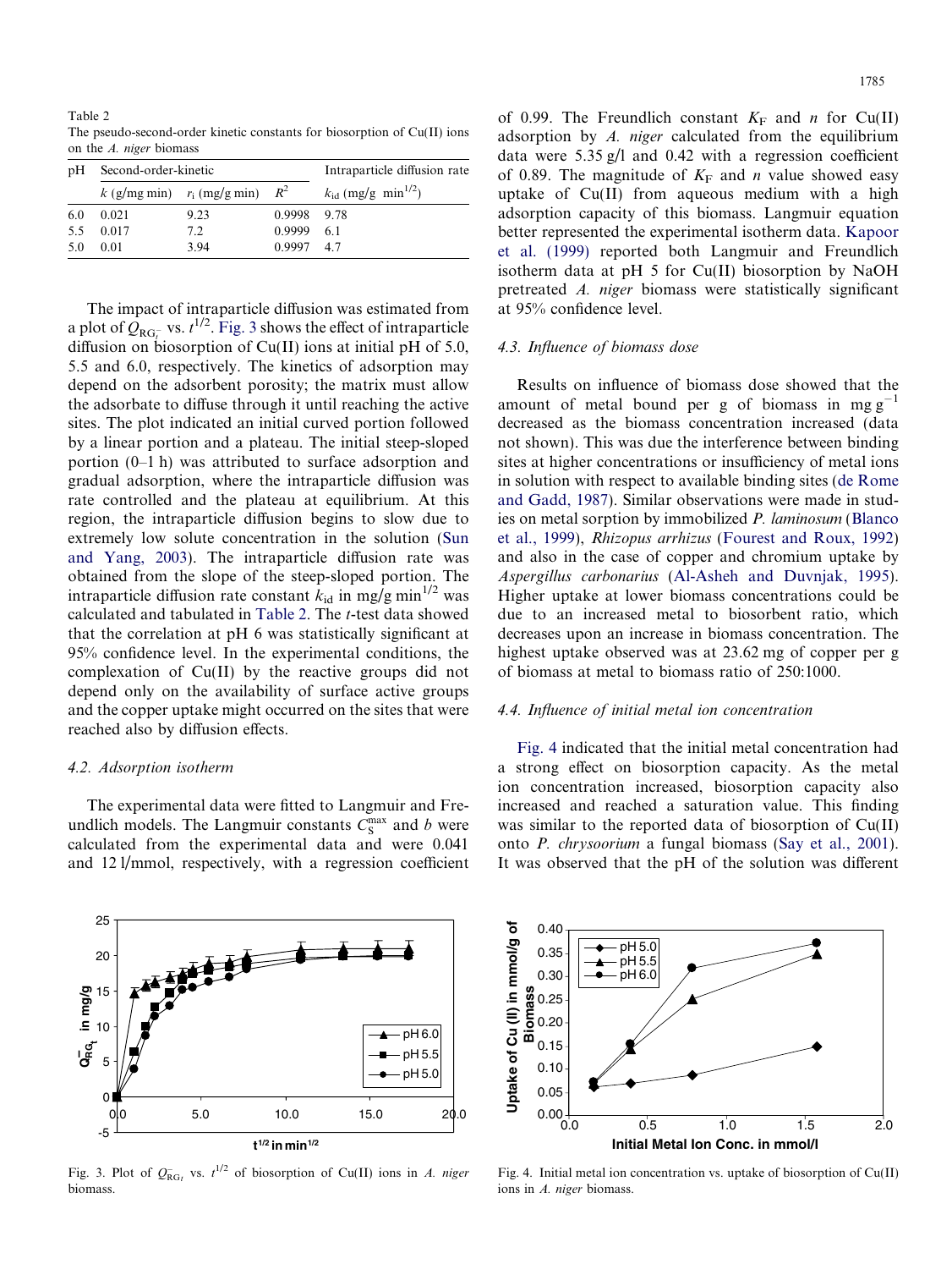Table 2
The pseudo-second-order kinetic constants for biosorption of Cu(II) ions on the *A. niger* biomass

| pH | Second-order-kinetic | | | Intraparticle diffusion rate |
|---|---|---|---|---|
| | $k$ (g/mg min) | $r_i$ (mg/g min) | $R^2$ | $k_{id}$ (mg/g min$^{1/2}$) |
| 6.0 | 0.021 | 9.23 | 0.9998 | 9.78 |
| 5.5 | 0.017 | 7.2 | 0.9999 | 6.1 |
| 5.0 | 0.01 | 3.94 | 0.9997 | 4.7 |

The impact of intraparticle diffusion was estimated from a plot of $Q_{\mathrm{RG}_t^-}$ vs. $t^{1/2}$. Fig. 3 shows the effect of intraparticle diffusion on biosorption of Cu(II) ions at initial pH of 5.0, 5.5 and 6.0, respectively. The kinetics of adsorption may depend on the adsorbent porosity; the matrix must allow the adsorbate to diffuse through it until reaching the active sites. The plot indicated an initial curved portion followed by a linear portion and a plateau. The initial steep-sloped portion (0–1 h) was attributed to surface adsorption and gradual adsorption, where the intraparticle diffusion was rate controlled and the plateau at equilibrium. At this region, the intraparticle diffusion begins to slow due to extremely low solute concentration in the solution (Sun and Yang, 2003). The intraparticle diffusion rate was obtained from the slope of the steep-sloped portion. The intraparticle diffusion rate constant $k_{id}$ in mg/g min$^{1/2}$ was calculated and tabulated in Table 2. The *t*-test data showed that the correlation at pH 6 was statistically significant at 95% confidence level. In the experimental conditions, the complexation of Cu(II) by the reactive groups did not depend only on the availability of surface active groups and the copper uptake might occurred on the sites that were reached also by diffusion effects.

### 4.2. Adsorption isotherm

The experimental data were fitted to Langmuir and Freundlich models. The Langmuir constants $C_S^{max}$ and $b$ were calculated from the experimental data and were 0.041 and 12 l/mmol, respectively, with a regression coefficient of 0.99. The Freundlich constant $K_F$ and $n$ for Cu(II) adsorption by *A. niger* calculated from the equilibrium data were 5.35 g/l and 0.42 with a regression coefficient of 0.89. The magnitude of $K_F$ and $n$ value showed easy uptake of Cu(II) from aqueous medium with a high adsorption capacity of this biomass. Langmuir equation better represented the experimental isotherm data. Kapoor et al. (1999) reported both Langmuir and Freundlich isotherm data at pH 5 for Cu(II) biosorption by NaOH pretreated *A. niger* biomass were statistically significant at 95% confidence level.

### 4.3. Influence of biomass dose

Results on influence of biomass dose showed that the amount of metal bound per g of biomass in mg g$^{-1}$ decreased as the biomass concentration increased (data not shown). This was due the interference between binding sites at higher concentrations or insufficiency of metal ions in solution with respect to available binding sites (de Rome and Gadd, 1987). Similar observations were made in studies on metal sorption by immobilized *P. laminosum* (Blanco et al., 1999), *Rhizopus arrhizus* (Fourest and Roux, 1992) and also in the case of copper and chromium uptake by *Aspergillus carbonarius* (Al-Asheh and Duvnjak, 1995). Higher uptake at lower biomass concentrations could be due to an increased metal to biosorbent ratio, which decreases upon an increase in biomass concentration. The highest uptake observed was at 23.62 mg of copper per g of biomass at metal to biomass ratio of 250:1000.

### 4.4. Influence of initial metal ion concentration

Fig. 4 indicated that the initial metal concentration had a strong effect on biosorption capacity. As the metal ion concentration increased, biosorption capacity also increased and reached a saturation value. This finding was similar to the reported data of biosorption of Cu(II) onto *P. chrysoorium* a fungal biomass (Say et al., 2001). It was observed that the pH of the solution was different

$Q_{\mathrm{RG}_t^-}$ in mg/g
25
20
15
10
5
0
-5
0.0
5.0
10.0
15.0
20.0
$t^{1/2}$ in min$^{1/2}$
pH 6.0
pH 5.5
pH 5.0

Fig. 3. Plot of $Q_{\mathrm{RG}_t^-}$ vs. $t^{1/2}$ of biosorption of Cu(II) ions in *A. niger* biomass.

Uptake of Cu (II) in mmol/g of Biomass
0.40
0.35
0.30
0.25
0.20
0.15
0.10
0.05
0.00
0.0
0.5
1.0
1.5
2.0
Initial Metal Ion Conc. in mmol/l
pH 5.0
pH 5.5
pH 6.0

Fig. 4. Initial metal ion concentration vs. uptake of biosorption of Cu(II) ions in *A. niger* biomass.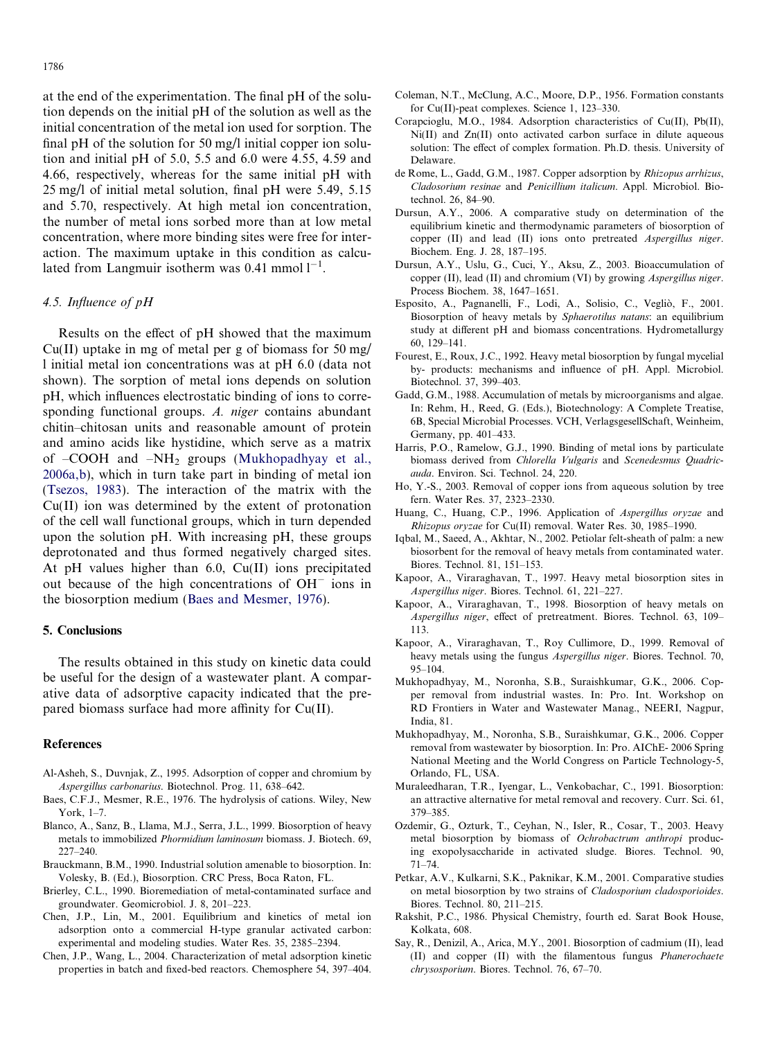at the end of the experimentation. The final pH of the solution depends on the initial pH of the solution as well as the initial concentration of the metal ion used for sorption. The final pH of the solution for 50 mg/l initial copper ion solution and initial pH of 5.0, 5.5 and 6.0 were 4.55, 4.59 and 4.66, respectively, whereas for the same initial pH with 25 mg/l of initial metal solution, final pH were 5.49, 5.15 and 5.70, respectively. At high metal ion concentration, the number of metal ions sorbed more than at low metal concentration, where more binding sites were free for interaction. The maximum uptake in this condition as calculated from Langmuir isotherm was 0.41 mmol $l^{-1}$.

### 4.5. Influence of pH

Results on the effect of pH showed that the maximum Cu(II) uptake in mg of metal per g of biomass for 50 mg/l initial metal ion concentrations was at pH 6.0 (data not shown). The sorption of metal ions depends on solution pH, which influences electrostatic binding of ions to corresponding functional groups. *A. niger* contains abundant chitin–chitosan units and reasonable amount of protein and amino acids like hystidine, which serve as a matrix of –COOH and $–NH_2$ groups (Mukhopadhyay et al., 2006a,b), which in turn take part in binding of metal ion (Tsezos, 1983). The interaction of the matrix with the Cu(II) ion was determined by the extent of protonation of the cell wall functional groups, which in turn depended upon the solution pH. With increasing pH, these groups deprotonated and thus formed negatively charged sites. At pH values higher than 6.0, Cu(II) ions precipitated out because of the high concentrations of $OH^-$ ions in the biosorption medium (Baes and Mesmer, 1976).

## 5. Conclusions

The results obtained in this study on kinetic data could be useful for the design of a wastewater plant. A comparative data of adsorptive capacity indicated that the prepared biomass surface had more affinity for Cu(II).

## References

Al-Asheh, S., Duvnjak, Z., 1995. Adsorption of copper and chromium by *Aspergillus carbonarius*. Biotechnol. Prog. 11, 638–642.

Baes, C.F.J., Mesmer, R.E., 1976. The hydrolysis of cations. Wiley, New York, 1–7.

Blanco, A., Sanz, B., Llama, M.J., Serra, J.L., 1999. Biosorption of heavy metals to immobilized *Phormidium laminosum* biomass. J. Biotech. 69, 227–240.

Brauckmann, B.M., 1990. Industrial solution amenable to biosorption. In: Volesky, B. (Ed.), Biosorption. CRC Press, Boca Raton, FL.

Brierley, C.L., 1990. Bioremediation of metal-contaminated surface and groundwater. Geomicrobiol. J. 8, 201–223.

Chen, J.P., Lin, M., 2001. Equilibrium and kinetics of metal ion adsorption onto a commercial H-type granular activated carbon: experimental and modeling studies. Water Res. 35, 2385–2394.

Chen, J.P., Wang, L., 2004. Characterization of metal adsorption kinetic properties in batch and fixed-bed reactors. Chemosphere 54, 397–404.

Coleman, N.T., McClung, A.C., Moore, D.P., 1956. Formation constants for Cu(II)-peat complexes. Science 1, 123–330.

Corapcioglu, M.O., 1984. Adsorption characteristics of Cu(II), Pb(II), Ni(II) and Zn(II) onto activated carbon surface in dilute aqueous solution: The effect of complex formation. Ph.D. thesis. University of Delaware.

de Rome, L., Gadd, G.M., 1987. Copper adsorption by *Rhizopus arrhizus*, *Cladosorium resinae* and *Penicillium italicum*. Appl. Microbiol. Biotechnol. 26, 84–90.

Dursun, A.Y., 2006. A comparative study on determination of the equilibrium kinetic and thermodynamic parameters of biosorption of copper (II) and lead (II) ions onto pretreated *Aspergillus niger*. Biochem. Eng. J. 28, 187–195.

Dursun, A.Y., Uslu, G., Cuci, Y., Aksu, Z., 2003. Bioaccumulation of copper (II), lead (II) and chromium (VI) by growing *Aspergillus niger*. Process Biochem. 38, 1647–1651.

Esposito, A., Pagnanelli, F., Lodi, A., Solisio, C., Vegliò, F., 2001. Biosorption of heavy metals by *Sphaerotilus natans*: an equilibrium study at different pH and biomass concentrations. Hydrometallurgy 60, 129–141.

Fourest, E., Roux, J.C., 1992. Heavy metal biosorption by fungal mycelial by- products: mechanisms and influence of pH. Appl. Microbiol. Biotechnol. 37, 399–403.

Gadd, G.M., 1988. Accumulation of metals by microorganisms and algae. In: Rehm, H., Reed, G. (Eds.), Biotechnology: A Complete Treatise, 6B, Special Microbial Processes. VCH, VerlagsgesellSchaft, Weinheim, Germany, pp. 401–433.

Harris, P.O., Ramelow, G.J., 1990. Binding of metal ions by particulate biomass derived from *Chlorella Vulgaris* and *Scenedesmus Quadricauda*. Environ. Sci. Technol. 24, 220.

Ho, Y.-S., 2003. Removal of copper ions from aqueous solution by tree fern. Water Res. 37, 2323–2330.

Huang, C., Huang, C.P., 1996. Application of *Aspergillus oryzae* and *Rhizopus oryzae* for Cu(II) removal. Water Res. 30, 1985–1990.

Iqbal, M., Saeed, A., Akhtar, N., 2002. Petiolar felt-sheath of palm: a new biosorbent for the removal of heavy metals from contaminated water. Biores. Technol. 81, 151–153.

Kapoor, A., Viraraghavan, T., 1997. Heavy metal biosorption sites in *Aspergillus niger*. Biores. Technol. 61, 221–227.

Kapoor, A., Viraraghavan, T., 1998. Biosorption of heavy metals on *Aspergillus niger*, effect of pretreatment. Biores. Technol. 63, 109–113.

Kapoor, A., Viraraghavan, T., Roy Cullimore, D., 1999. Removal of heavy metals using the fungus *Aspergillus niger*. Biores. Technol. 70, 95–104.

Mukhopadhyay, M., Noronha, S.B., Suraishkumar, G.K., 2006. Copper removal from industrial wastes. In: Pro. Int. Workshop on RD Frontiers in Water and Wastewater Manag., NEERI, Nagpur, India, 81.

Mukhopadhyay, M., Noronha, S.B., Suraishkumar, G.K., 2006. Copper removal from wastewater by biosorption. In: Pro. AIChE- 2006 Spring National Meeting and the World Congress on Particle Technology-5, Orlando, FL, USA.

Muraleedharan, T.R., Iyengar, L., Venkobachar, C., 1991. Biosorption: an attractive alternative for metal removal and recovery. Curr. Sci. 61, 379–385.

Ozdemir, G., Ozturk, T., Ceyhan, N., Isler, R., Cosar, T., 2003. Heavy metal biosorption by biomass of *Ochrobactrum anthropi* producing exopolysaccharide in activated sludge. Biores. Technol. 90, 71–74.

Petkar, A.V., Kulkarni, S.K., Paknikar, K.M., 2001. Comparative studies on metal biosorption by two strains of *Cladosporium cladosporioides*. Biores. Technol. 80, 211–215.

Rakshit, P.C., 1986. Physical Chemistry, fourth ed. Sarat Book House, Kolkata, 608.

Say, R., Denizil, A., Arica, M.Y., 2001. Biosorption of cadmium (II), lead (II) and copper (II) with the filamentous fungus *Phanerochaete chrysosporium*. Biores. Technol. 76, 67–70.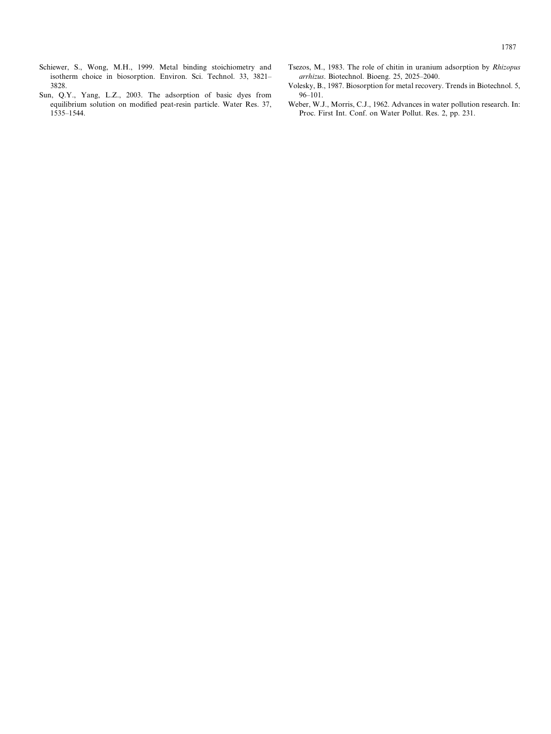Schiewer, S., Wong, M.H., 1999. Metal binding stoichiometry and isotherm choice in biosorption. Environ. Sci. Technol. 33, 3821–3828.

Sun, Q.Y., Yang, L.Z., 2003. The adsorption of basic dyes from equilibrium solution on modified peat-resin particle. Water Res. 37, 1535–1544.

Tsezos, M., 1983. The role of chitin in uranium adsorption by *Rhizopus arrhizus*. Biotechnol. Bioeng. 25, 2025–2040.

Volesky, B., 1987. Biosorption for metal recovery. Trends in Biotechnol. 5, 96–101.

Weber, W.J., Morris, C.J., 1962. Advances in water pollution research. In: Proc. First Int. Conf. on Water Pollut. Res. 2, pp. 231.